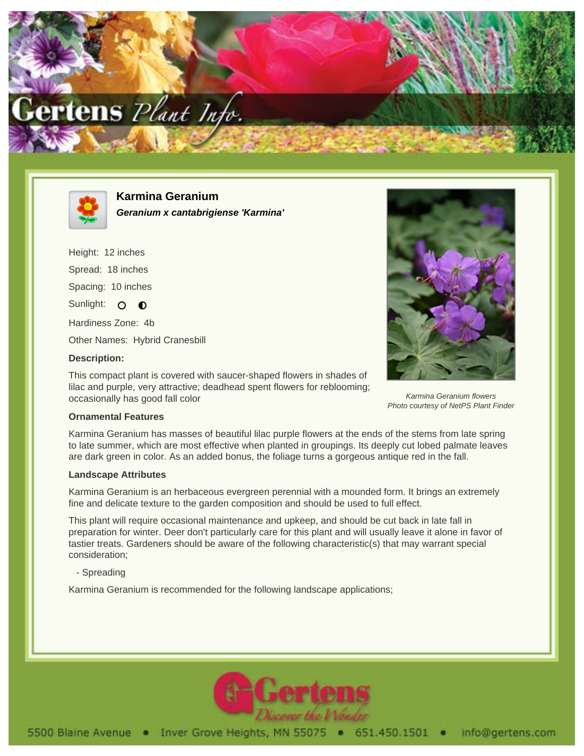# Karmina Geranium

***Geranium x cantabrigiense 'Karmina'***

Height: 12 inches

Spread: 18 inches

Spacing: 10 inches

Sunlight: ○ ◐

Hardiness Zone: 4b

Other Names: Hybrid Cranesbill

**Description:**

This compact plant is covered with saucer-shaped flowers in shades of lilac and purple, very attractive; deadhead spent flowers for reblooming; occasionally has good fall color

*Karmina Geranium flowers*
*Photo courtesy of NetPS Plant Finder*

### Ornamental Features

Karmina Geranium has masses of beautiful lilac purple flowers at the ends of the stems from late spring to late summer, which are most effective when planted in groupings. Its deeply cut lobed palmate leaves are dark green in color. As an added bonus, the foliage turns a gorgeous antique red in the fall.

### Landscape Attributes

Karmina Geranium is an herbaceous evergreen perennial with a mounded form. It brings an extremely fine and delicate texture to the garden composition and should be used to full effect.

This plant will require occasional maintenance and upkeep, and should be cut back in late fall in preparation for winter. Deer don't particularly care for this plant and will usually leave it alone in favor of tastier treats. Gardeners should be aware of the following characteristic(s) that may warrant special consideration;

- Spreading

Karmina Geranium is recommended for the following landscape applications;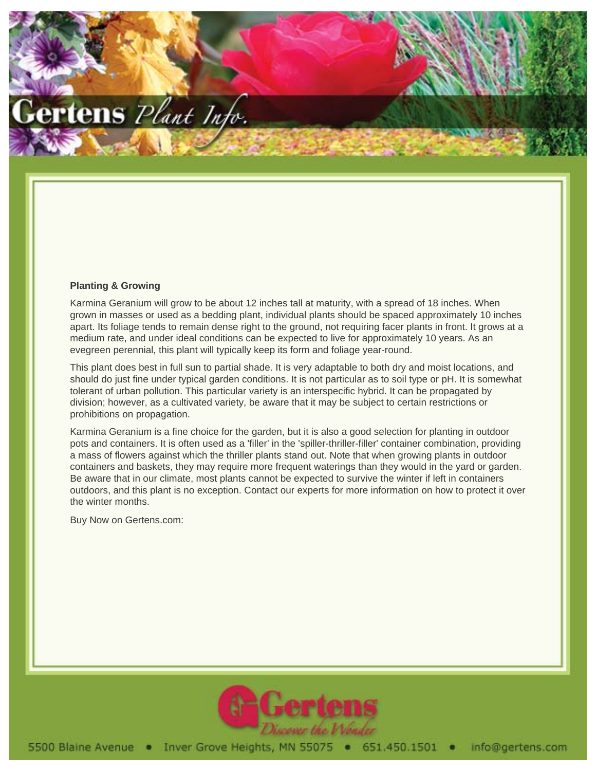## Planting & Growing

Karmina Geranium will grow to be about 12 inches tall at maturity, with a spread of 18 inches. When grown in masses or used as a bedding plant, individual plants should be spaced approximately 10 inches apart. Its foliage tends to remain dense right to the ground, not requiring facer plants in front. It grows at a medium rate, and under ideal conditions can be expected to live for approximately 10 years. As an evegreen perennial, this plant will typically keep its form and foliage year-round.

This plant does best in full sun to partial shade. It is very adaptable to both dry and moist locations, and should do just fine under typical garden conditions. It is not particular as to soil type or pH. It is somewhat tolerant of urban pollution. This particular variety is an interspecific hybrid. It can be propagated by division; however, as a cultivated variety, be aware that it may be subject to certain restrictions or prohibitions on propagation.

Karmina Geranium is a fine choice for the garden, but it is also a good selection for planting in outdoor pots and containers. It is often used as a 'filler' in the 'spiller-thriller-filler' container combination, providing a mass of flowers against which the thriller plants stand out. Note that when growing plants in outdoor containers and baskets, they may require more frequent waterings than they would in the yard or garden. Be aware that in our climate, most plants cannot be expected to survive the winter if left in containers outdoors, and this plant is no exception. Contact our experts for more information on how to protect it over the winter months.

Buy Now on Gertens.com: